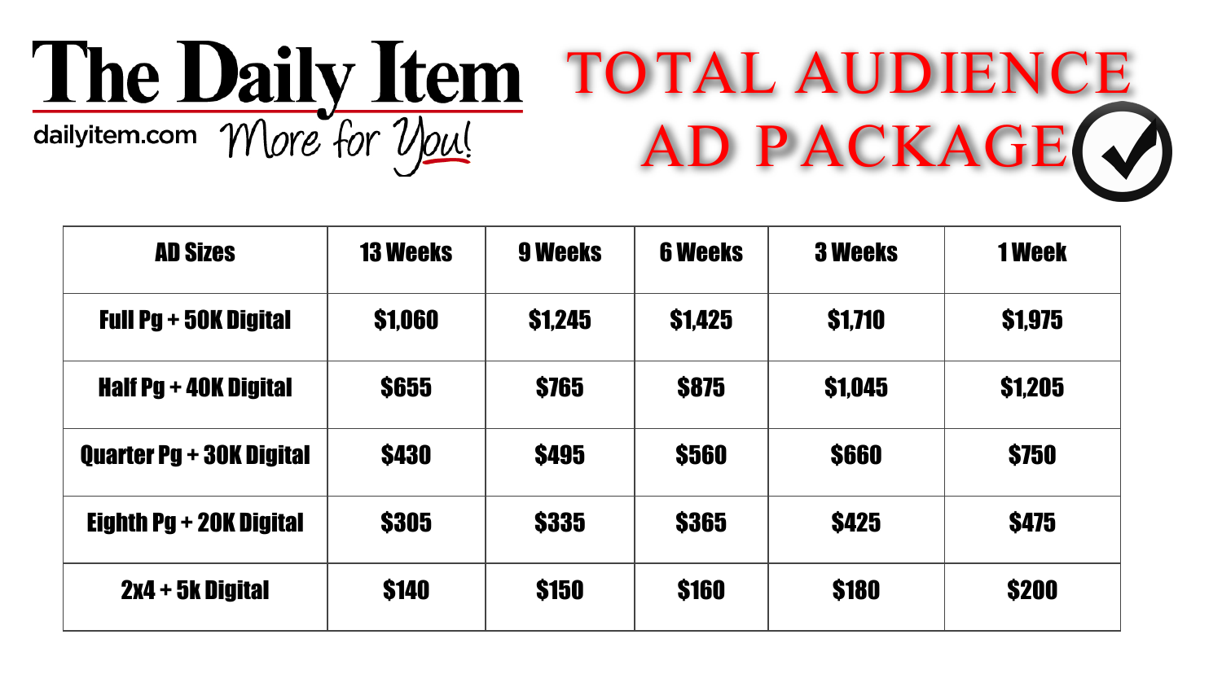# The Daily Item

dailyitem.com *More for You!*

# TOTAL AUDIENCE AD PACKAGE

| AD Sizes | 13 Weeks | 9 Weeks | 6 Weeks | 3 Weeks | 1 Week |
|---|---|---|---|---|---|
| Full Pg + 50K Digital | $1,060 | $1,245 | $1,425 | $1,710 | $1,975 |
| Half Pg + 40K Digital | $655 | $765 | $875 | $1,045 | $1,205 |
| Quarter Pg + 30K Digital | $430 | $495 | $560 | $660 | $750 |
| Eighth Pg + 20K Digital | $305 | $335 | $365 | $425 | $475 |
| 2x4 + 5k Digital | $140 | $150 | $160 | $180 | $200 |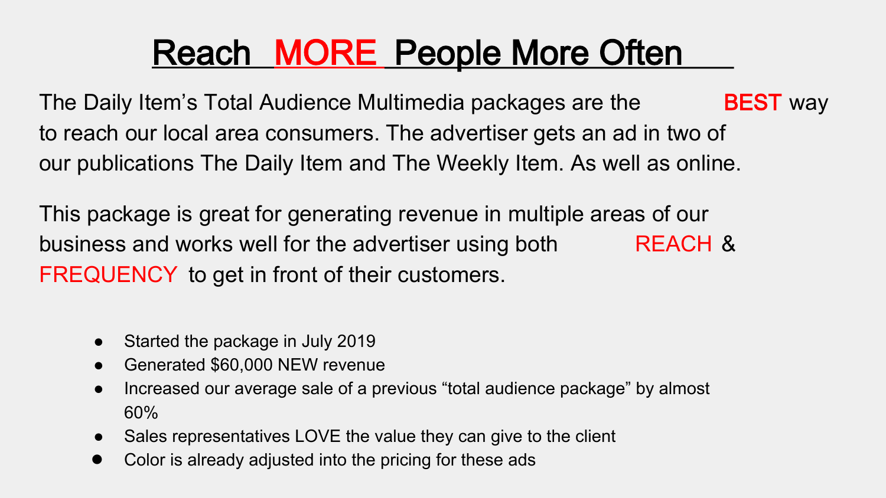# Reach MORE People More Often

The Daily Item's Total Audience Multimedia packages are the **BEST** way to reach our local area consumers. The advertiser gets an ad in two of our publications The Daily Item and The Weekly Item. As well as online.

This package is great for generating revenue in multiple areas of our business and works well for the advertiser using both REACH & FREQUENCY to get in front of their customers.

- Started the package in July 2019
- Generated $60,000 NEW revenue
- Increased our average sale of a previous "total audience package" by almost 60%
- Sales representatives LOVE the value they can give to the client
- Color is already adjusted into the pricing for these ads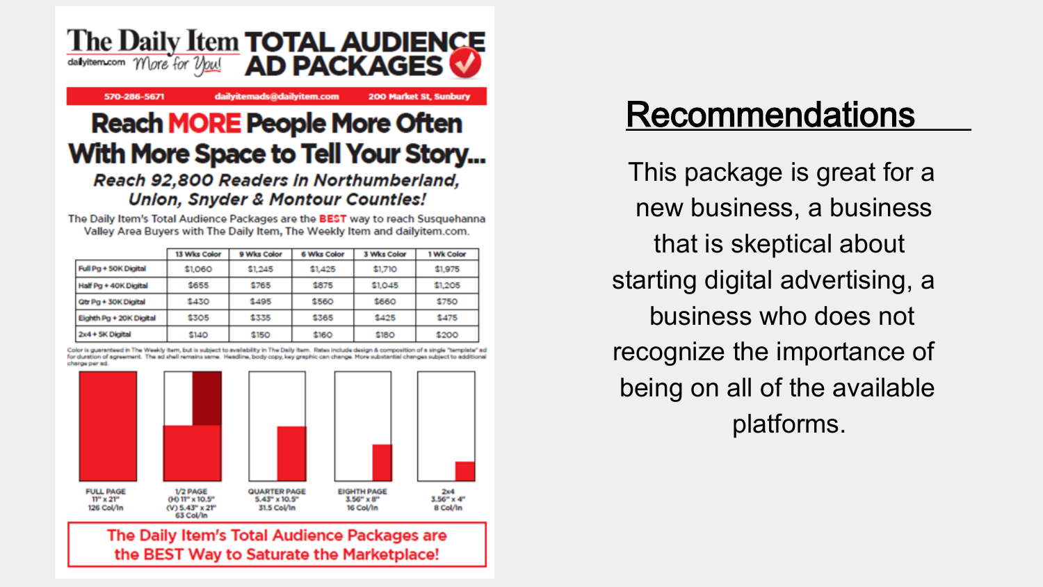# The Daily Item TOTAL AUDIENCE AD PACKAGES

dailyitem.com *More for You!*

570-286-5671 | dailyitemads@dailyitem.com | 200 Market St, Sunbury

## Reach MORE People More Often With More Space to Tell Your Story...

***Reach 92,800 Readers In Northumberland, Union, Snyder & Montour Counties!***

The Daily Item's Total Audience Packages are the **BEST** way to reach Susquehanna Valley Area Buyers with The Daily Item, The Weekly Item and dailyitem.com.

| | 13 Wks Color | 9 Wks Color | 6 Wks Color | 3 Wks Color | 1 Wk Color |
|---|---|---|---|---|---|
| Full Pg + 50K Digital | $1,060 | $1,245 | $1,425 | $1,710 | $1,975 |
| Half Pg + 40K Digital | $655 | $765 | $875 | $1,045 | $1,205 |
| Qtr Pg + 30K Digital | $430 | $495 | $560 | $660 | $750 |
| Eighth Pg + 20K Digital | $305 | $335 | $365 | $425 | $475 |
| 2x4 + 5K Digital | $140 | $150 | $160 | $180 | $200 |

Color is guaranteed in The Weekly Item, but is subject to availability in The Daily Item. Rates include design & composition of a single "template" ad for duration of agreement. The ad shell remains same. Headline, body copy, key graphic can change. More substantial changes subject to additional charge per ad.

FULL PAGE
11" x 21"
126 Col/In

1/2 PAGE
(H) 11" x 10.5"
(V) 5.43" x 21"
63 Col/In

QUARTER PAGE
5.43" x 10.5"
31.5 Col/In

EIGHTH PAGE
3.56" x 8"
16 Col/In

2x4
3.56" x 4"
8 Col/In

**The Daily Item's Total Audience Packages are the BEST Way to Saturate the Marketplace!**

## Recommendations

This package is great for a new business, a business that is skeptical about starting digital advertising, a business who does not recognize the importance of being on all of the available platforms.